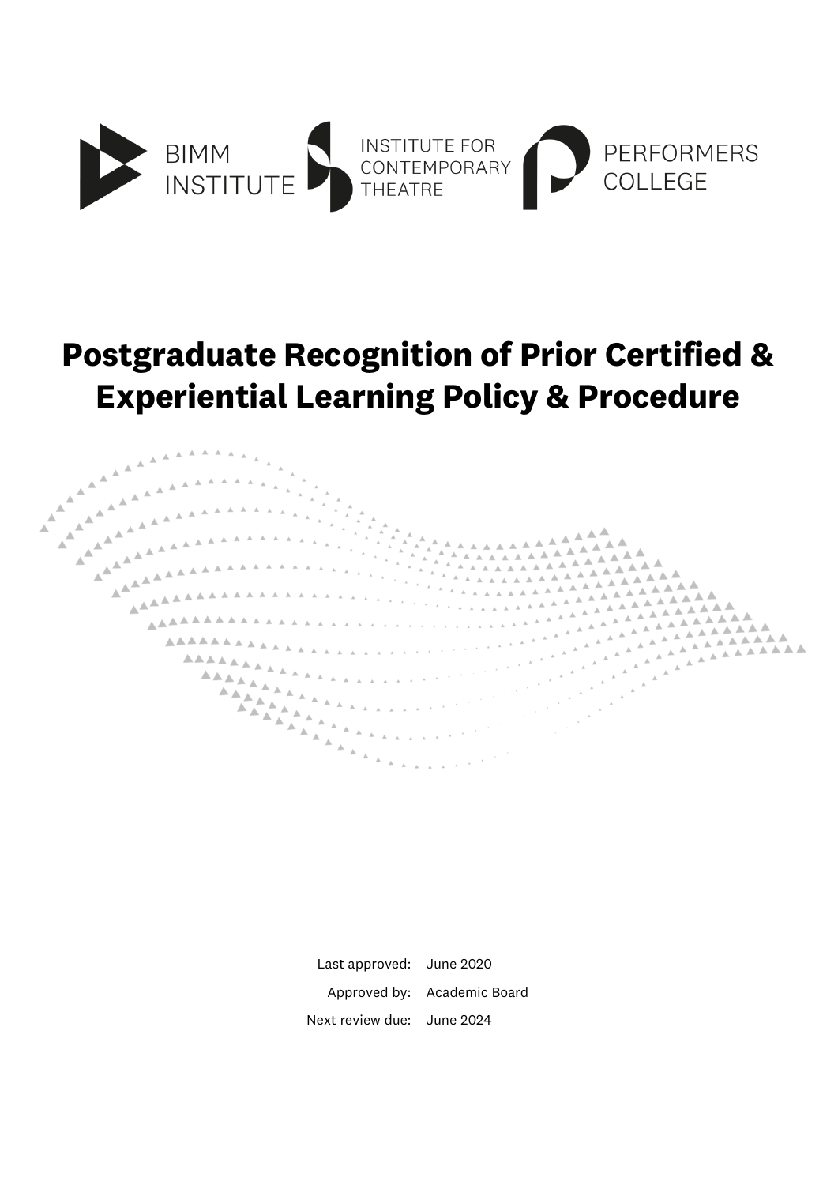BIMM INSTITUTE

INSTITUTE FOR CONTEMPORARY THEATRE

PERFORMERS COLLEGE

# Postgraduate Recognition of Prior Certified & Experiential Learning Policy & Procedure

| | |
|---|---|
| Last approved: | June 2020 |
| Approved by: | Academic Board |
| Next review due: | June 2024 |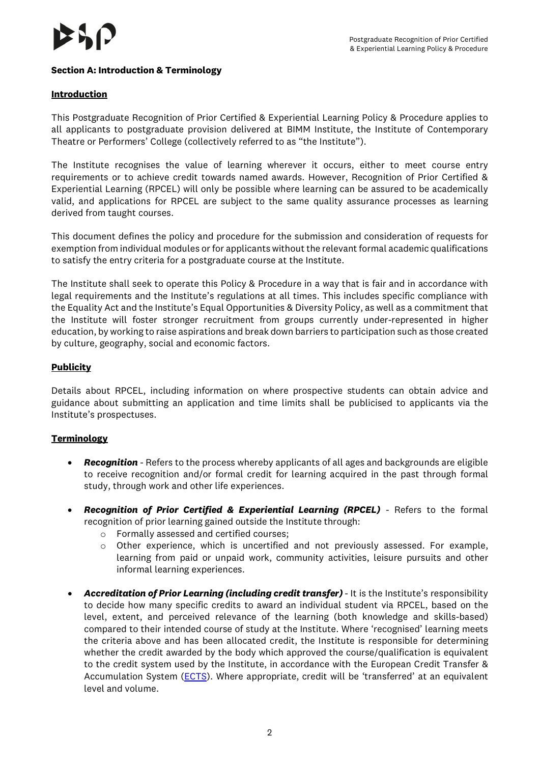**Section A: Introduction & Terminology**

**Introduction**

This Postgraduate Recognition of Prior Certified & Experiential Learning Policy & Procedure applies to all applicants to postgraduate provision delivered at BIMM Institute, the Institute of Contemporary Theatre or Performers' College (collectively referred to as "the Institute").

The Institute recognises the value of learning wherever it occurs, either to meet course entry requirements or to achieve credit towards named awards. However, Recognition of Prior Certified & Experiential Learning (RPCEL) will only be possible where learning can be assured to be academically valid, and applications for RPCEL are subject to the same quality assurance processes as learning derived from taught courses.

This document defines the policy and procedure for the submission and consideration of requests for exemption from individual modules or for applicants without the relevant formal academic qualifications to satisfy the entry criteria for a postgraduate course at the Institute.

The Institute shall seek to operate this Policy & Procedure in a way that is fair and in accordance with legal requirements and the Institute's regulations at all times. This includes specific compliance with the Equality Act and the Institute's Equal Opportunities & Diversity Policy, as well as a commitment that the Institute will foster stronger recruitment from groups currently under-represented in higher education, by working to raise aspirations and break down barriers to participation such as those created by culture, geography, social and economic factors.

**Publicity**

Details about RPCEL, including information on where prospective students can obtain advice and guidance about submitting an application and time limits shall be publicised to applicants via the Institute's prospectuses.

**Terminology**

- ***Recognition*** - Refers to the process whereby applicants of all ages and backgrounds are eligible to receive recognition and/or formal credit for learning acquired in the past through formal study, through work and other life experiences.
- ***Recognition of Prior Certified & Experiential Learning (RPCEL)*** - Refers to the formal recognition of prior learning gained outside the Institute through:
  - Formally assessed and certified courses;
  - Other experience, which is uncertified and not previously assessed. For example, learning from paid or unpaid work, community activities, leisure pursuits and other informal learning experiences.
- ***Accreditation of Prior Learning (including credit transfer)*** - It is the Institute's responsibility to decide how many specific credits to award an individual student via RPCEL, based on the level, extent, and perceived relevance of the learning (both knowledge and skills-based) compared to their intended course of study at the Institute. Where 'recognised' learning meets the criteria above and has been allocated credit, the Institute is responsible for determining whether the credit awarded by the body which approved the course/qualification is equivalent to the credit system used by the Institute, in accordance with the European Credit Transfer & Accumulation System (ECTS). Where appropriate, credit will be 'transferred' at an equivalent level and volume.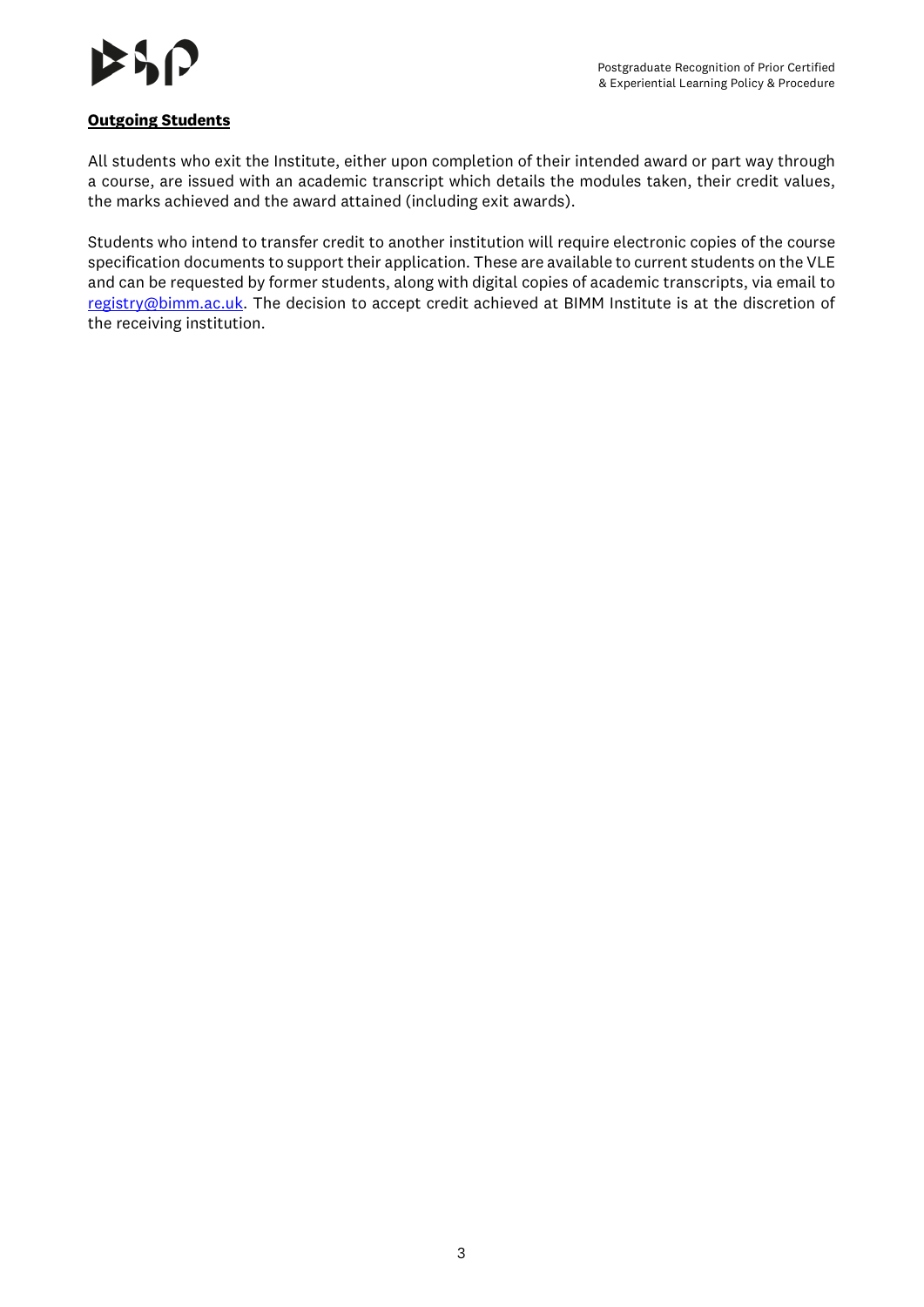**Outgoing Students**

All students who exit the Institute, either upon completion of their intended award or part way through a course, are issued with an academic transcript which details the modules taken, their credit values, the marks achieved and the award attained (including exit awards).

Students who intend to transfer credit to another institution will require electronic copies of the course specification documents to support their application. These are available to current students on the VLE and can be requested by former students, along with digital copies of academic transcripts, via email to [registry@bimm.ac.uk](mailto:registry@bimm.ac.uk). The decision to accept credit achieved at BIMM Institute is at the discretion of the receiving institution.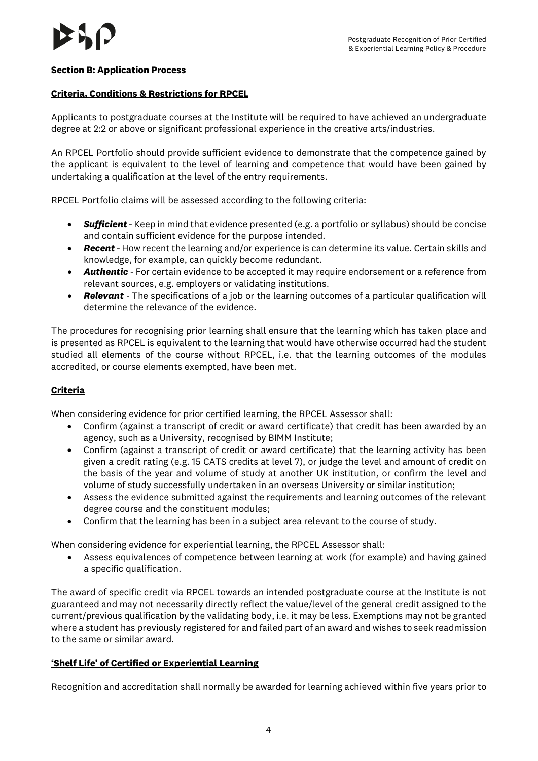## Section B: Application Process

### Criteria, Conditions & Restrictions for RPCEL

Applicants to postgraduate courses at the Institute will be required to have achieved an undergraduate degree at 2:2 or above or significant professional experience in the creative arts/industries.

An RPCEL Portfolio should provide sufficient evidence to demonstrate that the competence gained by the applicant is equivalent to the level of learning and competence that would have been gained by undertaking a qualification at the level of the entry requirements.

RPCEL Portfolio claims will be assessed according to the following criteria:

- ***Sufficient*** - Keep in mind that evidence presented (e.g. a portfolio or syllabus) should be concise and contain sufficient evidence for the purpose intended.
- ***Recent*** - How recent the learning and/or experience is can determine its value. Certain skills and knowledge, for example, can quickly become redundant.
- ***Authentic*** - For certain evidence to be accepted it may require endorsement or a reference from relevant sources, e.g. employers or validating institutions.
- ***Relevant*** - The specifications of a job or the learning outcomes of a particular qualification will determine the relevance of the evidence.

The procedures for recognising prior learning shall ensure that the learning which has taken place and is presented as RPCEL is equivalent to the learning that would have otherwise occurred had the student studied all elements of the course without RPCEL, i.e. that the learning outcomes of the modules accredited, or course elements exempted, have been met.

### Criteria

When considering evidence for prior certified learning, the RPCEL Assessor shall:

- Confirm (against a transcript of credit or award certificate) that credit has been awarded by an agency, such as a University, recognised by BIMM Institute;
- Confirm (against a transcript of credit or award certificate) that the learning activity has been given a credit rating (e.g. 15 CATS credits at level 7), or judge the level and amount of credit on the basis of the year and volume of study at another UK institution, or confirm the level and volume of study successfully undertaken in an overseas University or similar institution;
- Assess the evidence submitted against the requirements and learning outcomes of the relevant degree course and the constituent modules;
- Confirm that the learning has been in a subject area relevant to the course of study.

When considering evidence for experiential learning, the RPCEL Assessor shall:

- Assess equivalences of competence between learning at work (for example) and having gained a specific qualification.

The award of specific credit via RPCEL towards an intended postgraduate course at the Institute is not guaranteed and may not necessarily directly reflect the value/level of the general credit assigned to the current/previous qualification by the validating body, i.e. it may be less. Exemptions may not be granted where a student has previously registered for and failed part of an award and wishes to seek readmission to the same or similar award.

### 'Shelf Life' of Certified or Experiential Learning

Recognition and accreditation shall normally be awarded for learning achieved within five years prior to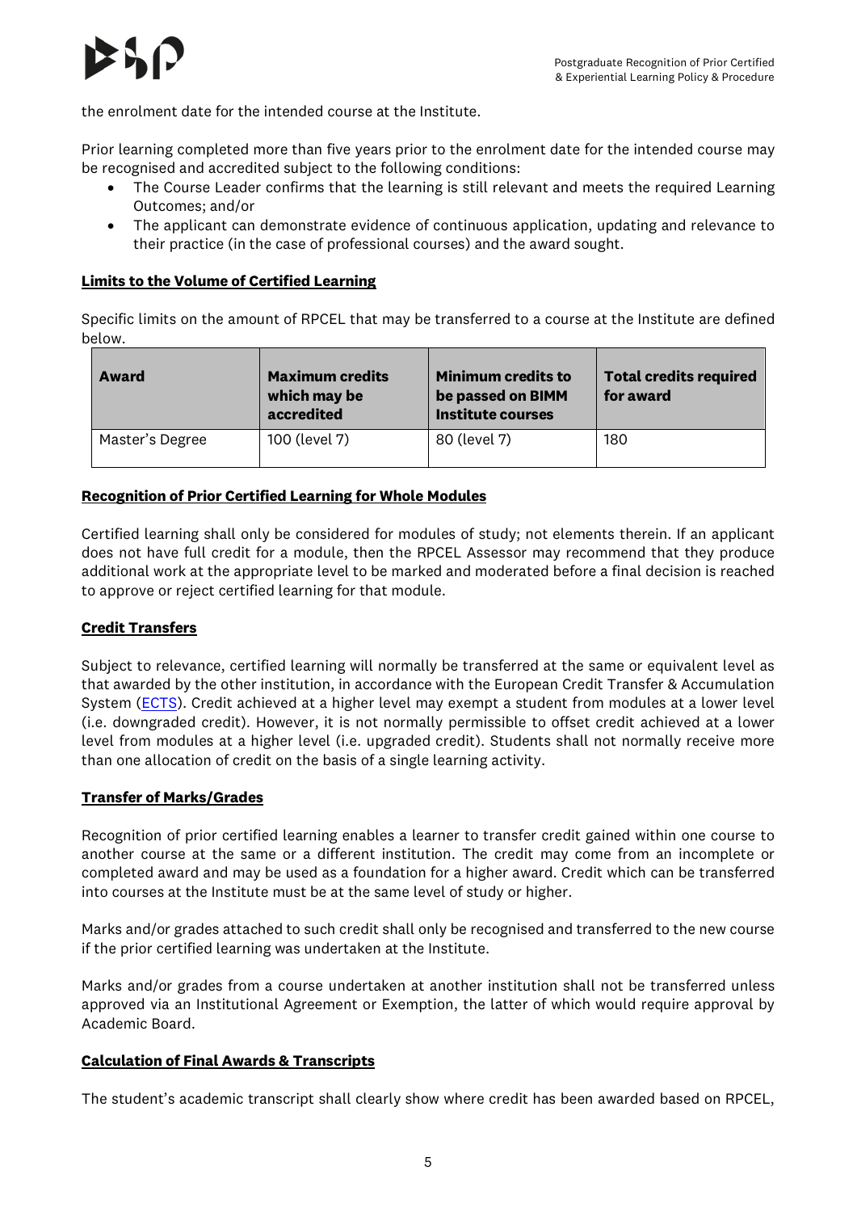the enrolment date for the intended course at the Institute.

Prior learning completed more than five years prior to the enrolment date for the intended course may be recognised and accredited subject to the following conditions:

- The Course Leader confirms that the learning is still relevant and meets the required Learning Outcomes; and/or
- The applicant can demonstrate evidence of continuous application, updating and relevance to their practice (in the case of professional courses) and the award sought.

**Limits to the Volume of Certified Learning**

Specific limits on the amount of RPCEL that may be transferred to a course at the Institute are defined below.

| Award | Maximum credits which may be accredited | Minimum credits to be passed on BIMM Institute courses | Total credits required for award |
|---|---|---|---|
| Master's Degree | 100 (level 7) | 80 (level 7) | 180 |

**Recognition of Prior Certified Learning for Whole Modules**

Certified learning shall only be considered for modules of study; not elements therein. If an applicant does not have full credit for a module, then the RPCEL Assessor may recommend that they produce additional work at the appropriate level to be marked and moderated before a final decision is reached to approve or reject certified learning for that module.

**Credit Transfers**

Subject to relevance, certified learning will normally be transferred at the same or equivalent level as that awarded by the other institution, in accordance with the European Credit Transfer & Accumulation System (ECTS). Credit achieved at a higher level may exempt a student from modules at a lower level (i.e. downgraded credit). However, it is not normally permissible to offset credit achieved at a lower level from modules at a higher level (i.e. upgraded credit). Students shall not normally receive more than one allocation of credit on the basis of a single learning activity.

**Transfer of Marks/Grades**

Recognition of prior certified learning enables a learner to transfer credit gained within one course to another course at the same or a different institution. The credit may come from an incomplete or completed award and may be used as a foundation for a higher award. Credit which can be transferred into courses at the Institute must be at the same level of study or higher.

Marks and/or grades attached to such credit shall only be recognised and transferred to the new course if the prior certified learning was undertaken at the Institute.

Marks and/or grades from a course undertaken at another institution shall not be transferred unless approved via an Institutional Agreement or Exemption, the latter of which would require approval by Academic Board.

**Calculation of Final Awards & Transcripts**

The student's academic transcript shall clearly show where credit has been awarded based on RPCEL,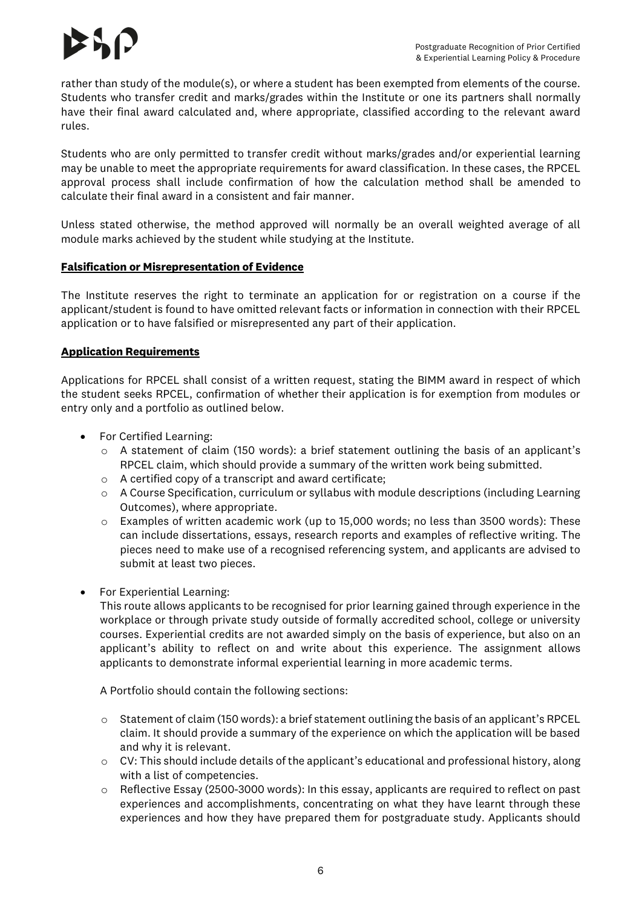rather than study of the module(s), or where a student has been exempted from elements of the course. Students who transfer credit and marks/grades within the Institute or one its partners shall normally have their final award calculated and, where appropriate, classified according to the relevant award rules.

Students who are only permitted to transfer credit without marks/grades and/or experiential learning may be unable to meet the appropriate requirements for award classification. In these cases, the RPCEL approval process shall include confirmation of how the calculation method shall be amended to calculate their final award in a consistent and fair manner.

Unless stated otherwise, the method approved will normally be an overall weighted average of all module marks achieved by the student while studying at the Institute.

**Falsification or Misrepresentation of Evidence**

The Institute reserves the right to terminate an application for or registration on a course if the applicant/student is found to have omitted relevant facts or information in connection with their RPCEL application or to have falsified or misrepresented any part of their application.

**Application Requirements**

Applications for RPCEL shall consist of a written request, stating the BIMM award in respect of which the student seeks RPCEL, confirmation of whether their application is for exemption from modules or entry only and a portfolio as outlined below.

- For Certified Learning:
    - A statement of claim (150 words): a brief statement outlining the basis of an applicant's RPCEL claim, which should provide a summary of the written work being submitted.
    - A certified copy of a transcript and award certificate;
    - A Course Specification, curriculum or syllabus with module descriptions (including Learning Outcomes), where appropriate.
    - Examples of written academic work (up to 15,000 words; no less than 3500 words): These can include dissertations, essays, research reports and examples of reflective writing. The pieces need to make use of a recognised referencing system, and applicants are advised to submit at least two pieces.
- For Experiential Learning:

  This route allows applicants to be recognised for prior learning gained through experience in the workplace or through private study outside of formally accredited school, college or university courses. Experiential credits are not awarded simply on the basis of experience, but also on an applicant's ability to reflect on and write about this experience. The assignment allows applicants to demonstrate informal experiential learning in more academic terms.

  A Portfolio should contain the following sections:

    - Statement of claim (150 words): a brief statement outlining the basis of an applicant's RPCEL claim. It should provide a summary of the experience on which the application will be based and why it is relevant.
    - CV: This should include details of the applicant's educational and professional history, along with a list of competencies.
    - Reflective Essay (2500-3000 words): In this essay, applicants are required to reflect on past experiences and accomplishments, concentrating on what they have learnt through these experiences and how they have prepared them for postgraduate study. Applicants should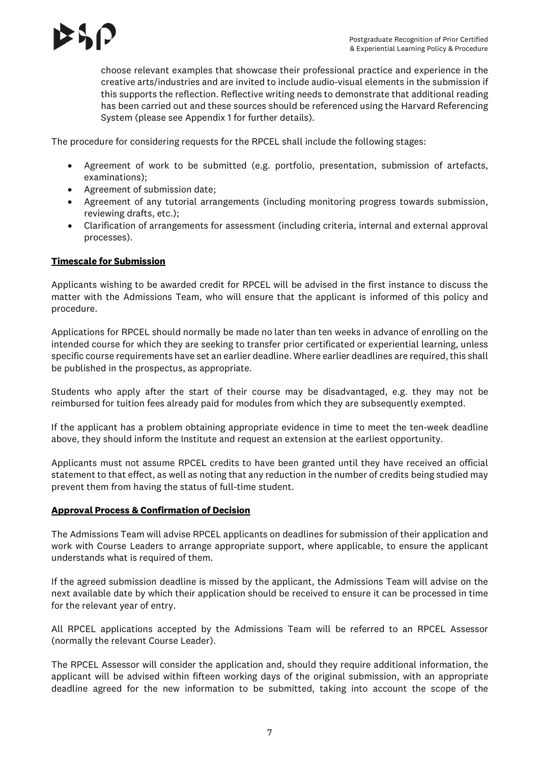choose relevant examples that showcase their professional practice and experience in the creative arts/industries and are invited to include audio-visual elements in the submission if this supports the reflection. Reflective writing needs to demonstrate that additional reading has been carried out and these sources should be referenced using the Harvard Referencing System (please see Appendix 1 for further details).

The procedure for considering requests for the RPCEL shall include the following stages:

- Agreement of work to be submitted (e.g. portfolio, presentation, submission of artefacts, examinations);
- Agreement of submission date;
- Agreement of any tutorial arrangements (including monitoring progress towards submission, reviewing drafts, etc.);
- Clarification of arrangements for assessment (including criteria, internal and external approval processes).

**Timescale for Submission**

Applicants wishing to be awarded credit for RPCEL will be advised in the first instance to discuss the matter with the Admissions Team, who will ensure that the applicant is informed of this policy and procedure.

Applications for RPCEL should normally be made no later than ten weeks in advance of enrolling on the intended course for which they are seeking to transfer prior certificated or experiential learning, unless specific course requirements have set an earlier deadline. Where earlier deadlines are required, this shall be published in the prospectus, as appropriate.

Students who apply after the start of their course may be disadvantaged, e.g. they may not be reimbursed for tuition fees already paid for modules from which they are subsequently exempted.

If the applicant has a problem obtaining appropriate evidence in time to meet the ten-week deadline above, they should inform the Institute and request an extension at the earliest opportunity.

Applicants must not assume RPCEL credits to have been granted until they have received an official statement to that effect, as well as noting that any reduction in the number of credits being studied may prevent them from having the status of full-time student.

**Approval Process & Confirmation of Decision**

The Admissions Team will advise RPCEL applicants on deadlines for submission of their application and work with Course Leaders to arrange appropriate support, where applicable, to ensure the applicant understands what is required of them.

If the agreed submission deadline is missed by the applicant, the Admissions Team will advise on the next available date by which their application should be received to ensure it can be processed in time for the relevant year of entry.

All RPCEL applications accepted by the Admissions Team will be referred to an RPCEL Assessor (normally the relevant Course Leader).

The RPCEL Assessor will consider the application and, should they require additional information, the applicant will be advised within fifteen working days of the original submission, with an appropriate deadline agreed for the new information to be submitted, taking into account the scope of the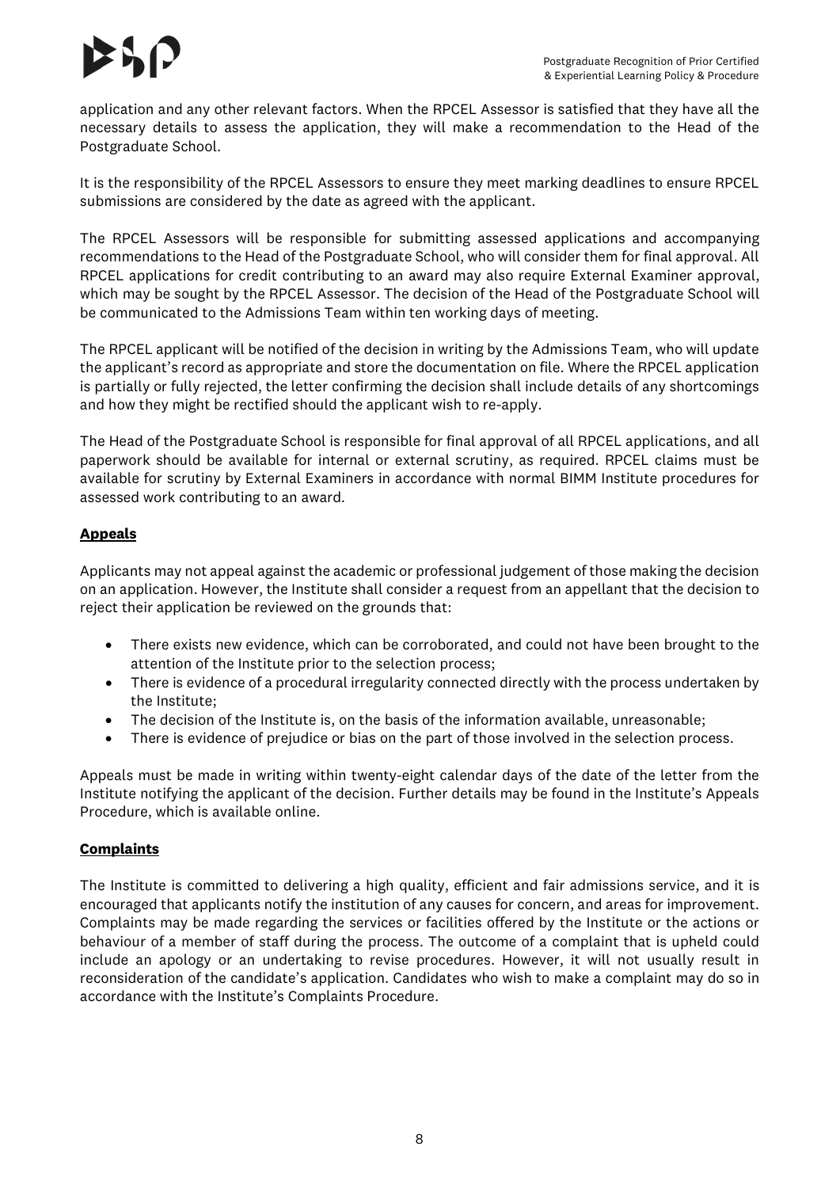application and any other relevant factors. When the RPCEL Assessor is satisfied that they have all the necessary details to assess the application, they will make a recommendation to the Head of the Postgraduate School.

It is the responsibility of the RPCEL Assessors to ensure they meet marking deadlines to ensure RPCEL submissions are considered by the date as agreed with the applicant.

The RPCEL Assessors will be responsible for submitting assessed applications and accompanying recommendations to the Head of the Postgraduate School, who will consider them for final approval. All RPCEL applications for credit contributing to an award may also require External Examiner approval, which may be sought by the RPCEL Assessor. The decision of the Head of the Postgraduate School will be communicated to the Admissions Team within ten working days of meeting.

The RPCEL applicant will be notified of the decision in writing by the Admissions Team, who will update the applicant's record as appropriate and store the documentation on file. Where the RPCEL application is partially or fully rejected, the letter confirming the decision shall include details of any shortcomings and how they might be rectified should the applicant wish to re-apply.

The Head of the Postgraduate School is responsible for final approval of all RPCEL applications, and all paperwork should be available for internal or external scrutiny, as required. RPCEL claims must be available for scrutiny by External Examiners in accordance with normal BIMM Institute procedures for assessed work contributing to an award.

## **Appeals**

Applicants may not appeal against the academic or professional judgement of those making the decision on an application. However, the Institute shall consider a request from an appellant that the decision to reject their application be reviewed on the grounds that:

- There exists new evidence, which can be corroborated, and could not have been brought to the attention of the Institute prior to the selection process;
- There is evidence of a procedural irregularity connected directly with the process undertaken by the Institute;
- The decision of the Institute is, on the basis of the information available, unreasonable;
- There is evidence of prejudice or bias on the part of those involved in the selection process.

Appeals must be made in writing within twenty-eight calendar days of the date of the letter from the Institute notifying the applicant of the decision. Further details may be found in the Institute's Appeals Procedure, which is available online.

## **Complaints**

The Institute is committed to delivering a high quality, efficient and fair admissions service, and it is encouraged that applicants notify the institution of any causes for concern, and areas for improvement. Complaints may be made regarding the services or facilities offered by the Institute or the actions or behaviour of a member of staff during the process. The outcome of a complaint that is upheld could include an apology or an undertaking to revise procedures. However, it will not usually result in reconsideration of the candidate's application. Candidates who wish to make a complaint may do so in accordance with the Institute's Complaints Procedure.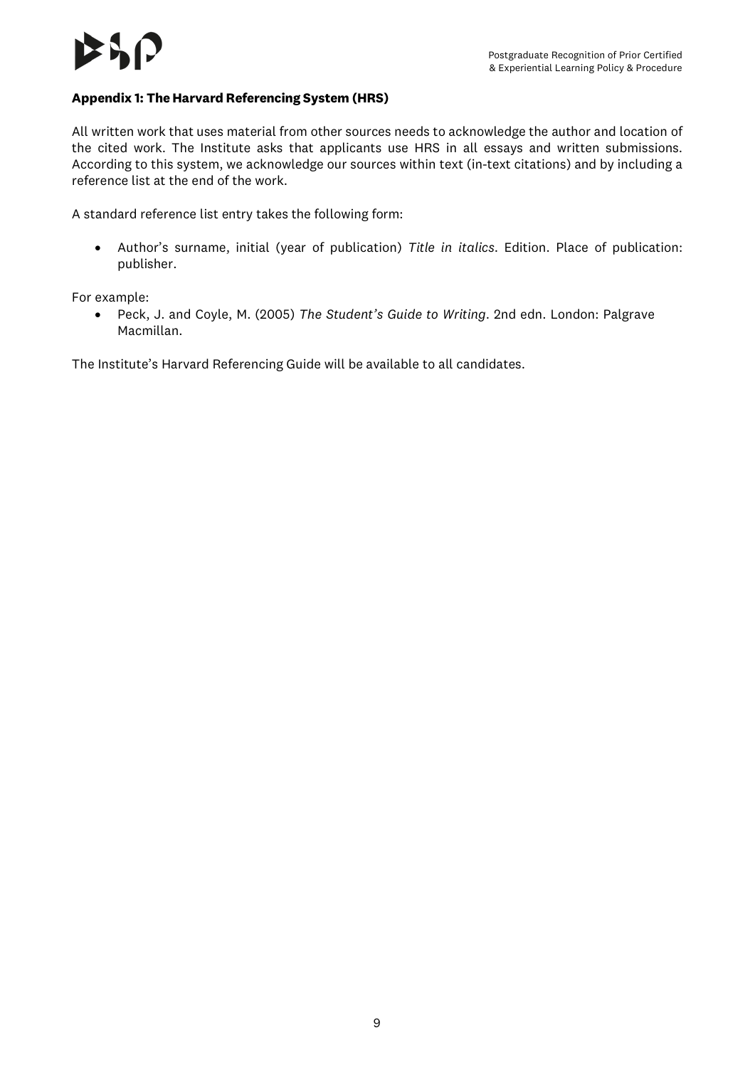**Appendix 1: The Harvard Referencing System (HRS)**

All written work that uses material from other sources needs to acknowledge the author and location of the cited work. The Institute asks that applicants use HRS in all essays and written submissions. According to this system, we acknowledge our sources within text (in-text citations) and by including a reference list at the end of the work.

A standard reference list entry takes the following form:

- Author's surname, initial (year of publication) *Title in italics*. Edition. Place of publication: publisher.

For example:

- Peck, J. and Coyle, M. (2005) *The Student's Guide to Writing*. 2nd edn. London: Palgrave Macmillan.

The Institute's Harvard Referencing Guide will be available to all candidates.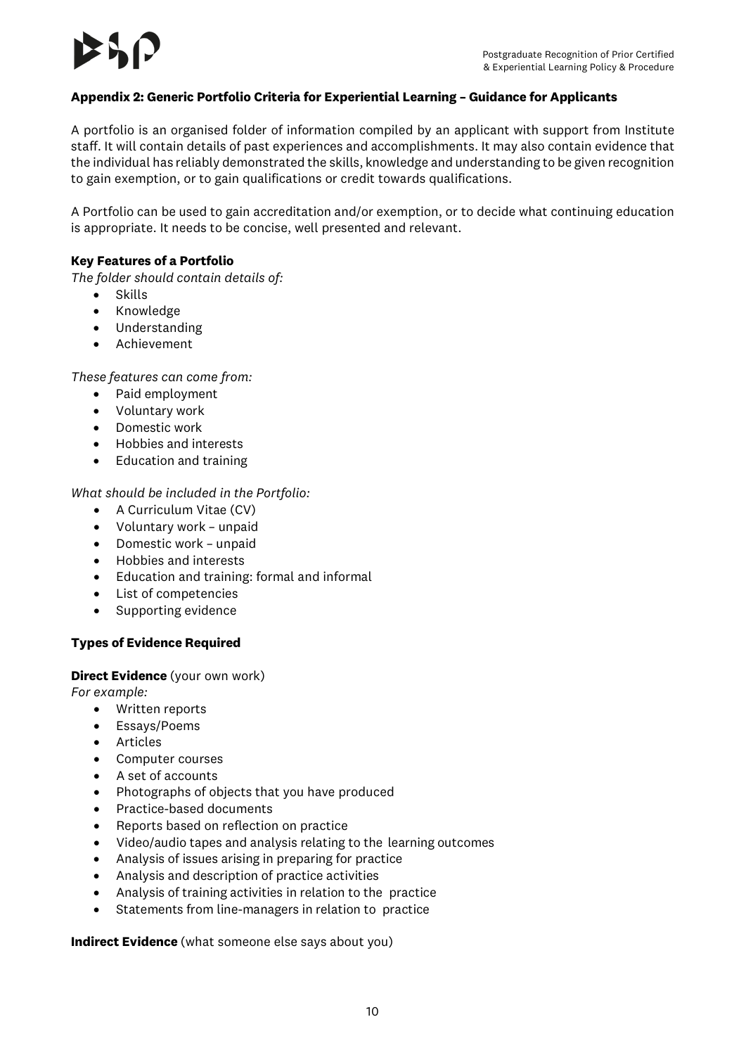## Appendix 2: Generic Portfolio Criteria for Experiential Learning – Guidance for Applicants

A portfolio is an organised folder of information compiled by an applicant with support from Institute staff. It will contain details of past experiences and accomplishments. It may also contain evidence that the individual has reliably demonstrated the skills, knowledge and understanding to be given recognition to gain exemption, or to gain qualifications or credit towards qualifications.

A Portfolio can be used to gain accreditation and/or exemption, or to decide what continuing education is appropriate. It needs to be concise, well presented and relevant.

### Key Features of a Portfolio

*The folder should contain details of:*

- Skills
- Knowledge
- Understanding
- Achievement

*These features can come from:*

- Paid employment
- Voluntary work
- Domestic work
- Hobbies and interests
- Education and training

*What should be included in the Portfolio:*

- A Curriculum Vitae (CV)
- Voluntary work – unpaid
- Domestic work – unpaid
- Hobbies and interests
- Education and training: formal and informal
- List of competencies
- Supporting evidence

### Types of Evidence Required

**Direct Evidence** (your own work)

*For example:*

- Written reports
- Essays/Poems
- Articles
- Computer courses
- A set of accounts
- Photographs of objects that you have produced
- Practice-based documents
- Reports based on reflection on practice
- Video/audio tapes and analysis relating to the learning outcomes
- Analysis of issues arising in preparing for practice
- Analysis and description of practice activities
- Analysis of training activities in relation to the practice
- Statements from line-managers in relation to practice

**Indirect Evidence** (what someone else says about you)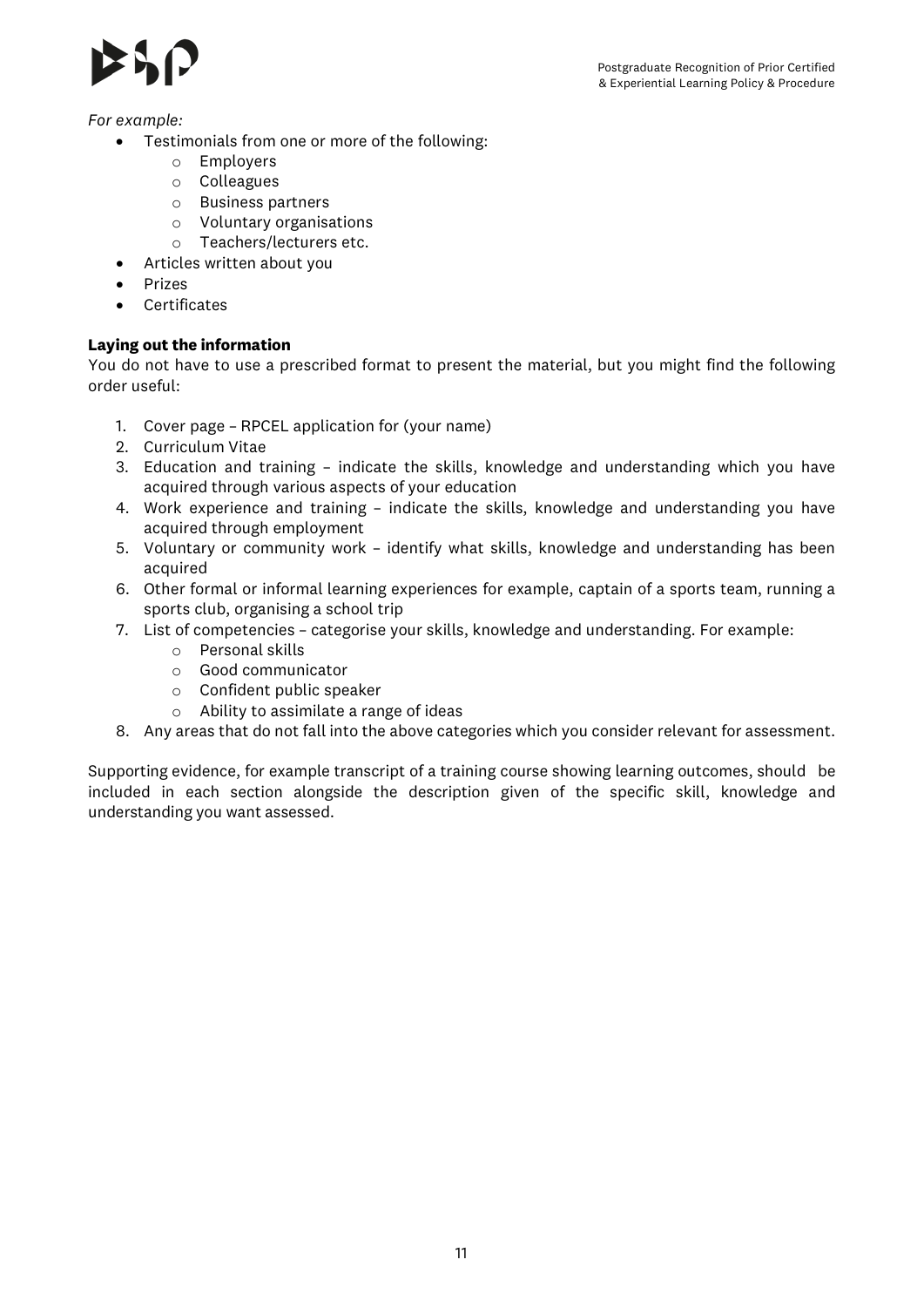*For example:*

- Testimonials from one or more of the following:
  - Employers
  - Colleagues
  - Business partners
  - Voluntary organisations
  - Teachers/lecturers etc.
- Articles written about you
- Prizes
- Certificates

**Laying out the information**

You do not have to use a prescribed format to present the material, but you might find the following order useful:

1. Cover page – RPCEL application for (your name)
2. Curriculum Vitae
3. Education and training – indicate the skills, knowledge and understanding which you have acquired through various aspects of your education
4. Work experience and training – indicate the skills, knowledge and understanding you have acquired through employment
5. Voluntary or community work – identify what skills, knowledge and understanding has been acquired
6. Other formal or informal learning experiences for example, captain of a sports team, running a sports club, organising a school trip
7. List of competencies – categorise your skills, knowledge and understanding. For example:
   - Personal skills
   - Good communicator
   - Confident public speaker
   - Ability to assimilate a range of ideas
8. Any areas that do not fall into the above categories which you consider relevant for assessment.

Supporting evidence, for example transcript of a training course showing learning outcomes, should be included in each section alongside the description given of the specific skill, knowledge and understanding you want assessed.